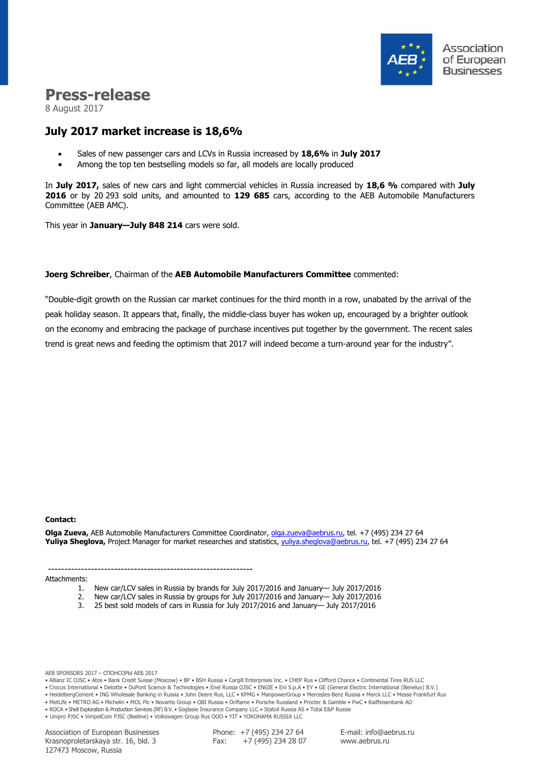Association of European Businesses

# Press-release

8 August 2017

## July 2017 market increase is 18,6%

- Sales of new passenger cars and LCVs in Russia increased by **18,6%** in **July 2017**
- Among the top ten bestselling models so far, all models are locally produced

In **July 2017,** sales of new cars and light commercial vehicles in Russia increased by **18,6 %** compared with **July 2016** or by 20 293 sold units, and amounted to **129 685** cars, according to the AEB Automobile Manufacturers Committee (AEB AMC).

This year in **January—July 848 214** cars were sold.

**Joerg Schreiber**, Chairman of the **AEB Automobile Manufacturers Committee** commented:

"Double-digit growth on the Russian car market continues for the third month in a row, unabated by the arrival of the peak holiday season. It appears that, finally, the middle-class buyer has woken up, encouraged by a brighter outlook on the economy and embracing the package of purchase incentives put together by the government. The recent sales trend is great news and feeding the optimism that 2017 will indeed become a turn-around year for the industry".

**Contact:**

**Olga Zueva,** AEB Automobile Manufacturers Committee Coordinator, olga.zueva@aebrus.ru, tel. +7 (495) 234 27 64
**Yuliya Sheglova,** Project Manager for market researches and statistics, yuliya.sheglova@aebrus.ru, tel. +7 (495) 234 27 64

---

Attachments:

1. New car/LCV sales in Russia by brands for July 2017/2016 and January— July 2017/2016
2. New car/LCV sales in Russia by groups for July 2017/2016 and January— July 2017/2016
3. 25 best sold models of cars in Russia for July 2017/2016 and January— July 2017/2016

AEB SPONSORS 2017 – СПОНСОРЫ АЕБ 2017
• Allianz IC OJSC • Atos • Bank Credit Suisse (Moscow) • BP • BSH Russia • Cargill Enterprises Inc. • CHEP Rus • Clifford Chance • Continental Tires RUS LLC
• Crocus International • Deloitte • DuPont Science & Technologies • Enel Russia OJSC • ENGIE • Eni S.p.A • EY • GE (General Electric International (Benelux) B.V.)
• HeidelbergCement • ING Wholesale Banking in Russia • John Deere Rus, LLC • KPMG • ManpowerGroup • Mercedes-Benz Russia • Merck LLC • Messe Frankfurt Rus
• MetLife • METRO AG • Michelin • MOL Plc • Novartis Group • OBI Russia • Oriflame • Porsche Russland • Procter & Gamble • PwC • Raiffeisenbank AO
• ROCA • Shell Exploration & Production Services (RF) B.V. • Soglasie Insurance Company LLC • Statoil Russia AS • Total E&P Russie
• Unipro PJSC • VimpelCom PJSC (Beeline) • Volkswagen Group Rus OOO • YIT • YOKOHAMA RUSSIA LLC

Association of European Businesses
Krasnoproletarskaya str. 16, bld. 3
127473 Moscow, Russia

Phone: +7 (495) 234 27 64
Fax: +7 (495) 234 28 07

E-mail: info@aebrus.ru
www.aebrus.ru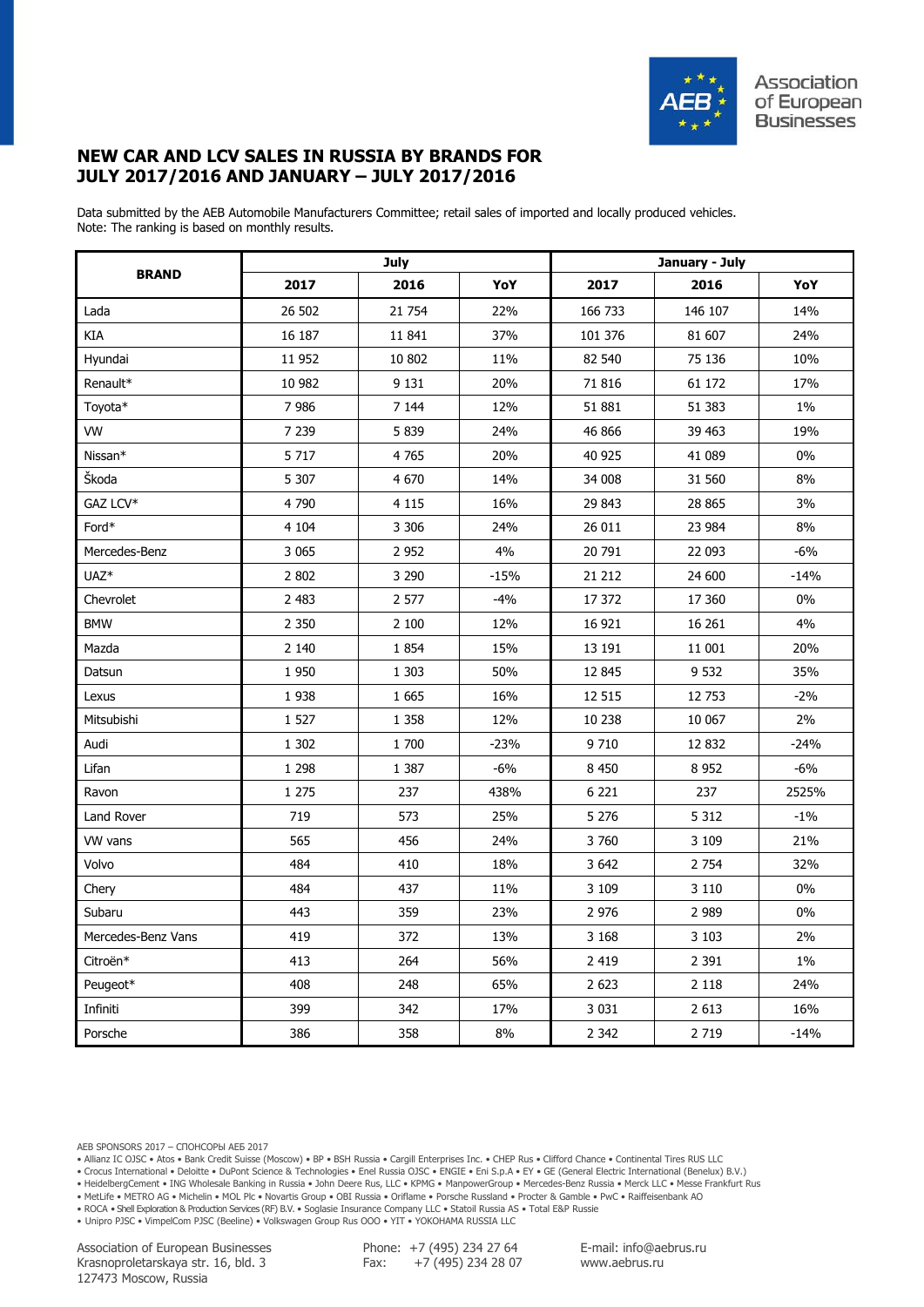# NEW CAR AND LCV SALES IN RUSSIA BY BRANDS FOR JULY 2017/2016 AND JANUARY – JULY 2017/2016

Data submitted by the AEB Automobile Manufacturers Committee; retail sales of imported and locally produced vehicles.
Note: The ranking is based on monthly results.

| BRAND | July | | | January - July | | |
|---|---|---|---|---|---|---|
| | 2017 | 2016 | YoY | 2017 | 2016 | YoY |
| Lada | 26 502 | 21 754 | 22% | 166 733 | 146 107 | 14% |
| KIA | 16 187 | 11 841 | 37% | 101 376 | 81 607 | 24% |
| Hyundai | 11 952 | 10 802 | 11% | 82 540 | 75 136 | 10% |
| Renault* | 10 982 | 9 131 | 20% | 71 816 | 61 172 | 17% |
| Toyota* | 7 986 | 7 144 | 12% | 51 881 | 51 383 | 1% |
| VW | 7 239 | 5 839 | 24% | 46 866 | 39 463 | 19% |
| Nissan* | 5 717 | 4 765 | 20% | 40 925 | 41 089 | 0% |
| Škoda | 5 307 | 4 670 | 14% | 34 008 | 31 560 | 8% |
| GAZ LCV* | 4 790 | 4 115 | 16% | 29 843 | 28 865 | 3% |
| Ford* | 4 104 | 3 306 | 24% | 26 011 | 23 984 | 8% |
| Mercedes-Benz | 3 065 | 2 952 | 4% | 20 791 | 22 093 | -6% |
| UAZ* | 2 802 | 3 290 | -15% | 21 212 | 24 600 | -14% |
| Chevrolet | 2 483 | 2 577 | -4% | 17 372 | 17 360 | 0% |
| BMW | 2 350 | 2 100 | 12% | 16 921 | 16 261 | 4% |
| Mazda | 2 140 | 1 854 | 15% | 13 191 | 11 001 | 20% |
| Datsun | 1 950 | 1 303 | 50% | 12 845 | 9 532 | 35% |
| Lexus | 1 938 | 1 665 | 16% | 12 515 | 12 753 | -2% |
| Mitsubishi | 1 527 | 1 358 | 12% | 10 238 | 10 067 | 2% |
| Audi | 1 302 | 1 700 | -23% | 9 710 | 12 832 | -24% |
| Lifan | 1 298 | 1 387 | -6% | 8 450 | 8 952 | -6% |
| Ravon | 1 275 | 237 | 438% | 6 221 | 237 | 2525% |
| Land Rover | 719 | 573 | 25% | 5 276 | 5 312 | -1% |
| VW vans | 565 | 456 | 24% | 3 760 | 3 109 | 21% |
| Volvo | 484 | 410 | 18% | 3 642 | 2 754 | 32% |
| Chery | 484 | 437 | 11% | 3 109 | 3 110 | 0% |
| Subaru | 443 | 359 | 23% | 2 976 | 2 989 | 0% |
| Mercedes-Benz Vans | 419 | 372 | 13% | 3 168 | 3 103 | 2% |
| Citroën* | 413 | 264 | 56% | 2 419 | 2 391 | 1% |
| Peugeot* | 408 | 248 | 65% | 2 623 | 2 118 | 24% |
| Infiniti | 399 | 342 | 17% | 3 031 | 2 613 | 16% |
| Porsche | 386 | 358 | 8% | 2 342 | 2 719 | -14% |

AEB SPONSORS 2017 – СПОНСОРЫ АЕБ 2017
• Allianz IC OJSC • Atos • Bank Credit Suisse (Moscow) • BP • BSH Russia • Cargill Enterprises Inc. • CHEP Rus • Clifford Chance • Continental Tires RUS LLC
• Crocus International • Deloitte • DuPont Science & Technologies • Enel Russia OJSC • ENGIE • Eni S.p.A • EY • GE (General Electric International (Benelux) B.V.)
• HeidelbergCement • ING Wholesale Banking in Russia • John Deere Rus, LLC • KPMG • ManpowerGroup • Mercedes-Benz Russia • Merck LLC • Messe Frankfurt Rus
• MetLife • METRO AG • Michelin • MOL Plc • Novartis Group • OBI Russia • Oriflame • Porsche Russland • Procter & Gamble • PwC • Raiffeisenbank AO
• ROCA • Shell Exploration & Production Services (RF) B.V. • Soglasie Insurance Company LLC • Statoil Russia AS • Total E&P Russie
• Unipro PJSC • VimpelCom PJSC (Beeline) • Volkswagen Group Rus OOO • YIT • YOKOHAMA RUSSIA LLC

Association of European Businesses
Krasnoproletarskaya str. 16, bld. 3
127473 Moscow, Russia

Phone: +7 (495) 234 27 64
Fax: +7 (495) 234 28 07

E-mail: info@aebrus.ru
www.aebrus.ru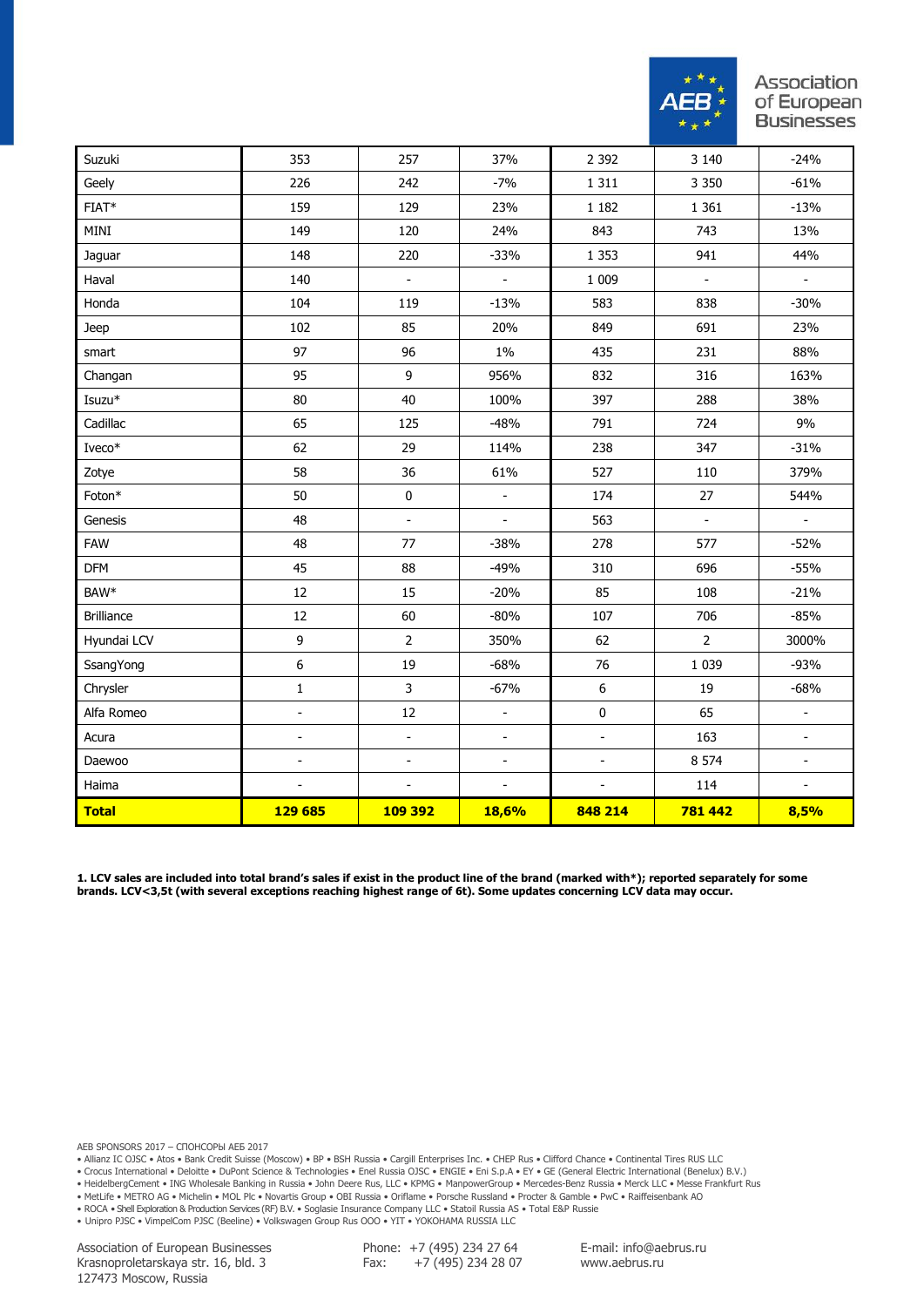| | | | | | | |
|---|---|---|---|---|---|---|
| Suzuki | 353 | 257 | 37% | 2 392 | 3 140 | -24% |
| Geely | 226 | 242 | -7% | 1 311 | 3 350 | -61% |
| FIAT* | 159 | 129 | 23% | 1 182 | 1 361 | -13% |
| MINI | 149 | 120 | 24% | 843 | 743 | 13% |
| Jaguar | 148 | 220 | -33% | 1 353 | 941 | 44% |
| Haval | 140 | - | - | 1 009 | - | - |
| Honda | 104 | 119 | -13% | 583 | 838 | -30% |
| Jeep | 102 | 85 | 20% | 849 | 691 | 23% |
| smart | 97 | 96 | 1% | 435 | 231 | 88% |
| Changan | 95 | 9 | 956% | 832 | 316 | 163% |
| Isuzu* | 80 | 40 | 100% | 397 | 288 | 38% |
| Cadillac | 65 | 125 | -48% | 791 | 724 | 9% |
| Iveco* | 62 | 29 | 114% | 238 | 347 | -31% |
| Zotye | 58 | 36 | 61% | 527 | 110 | 379% |
| Foton* | 50 | 0 | - | 174 | 27 | 544% |
| Genesis | 48 | - | - | 563 | - | - |
| FAW | 48 | 77 | -38% | 278 | 577 | -52% |
| DFM | 45 | 88 | -49% | 310 | 696 | -55% |
| BAW* | 12 | 15 | -20% | 85 | 108 | -21% |
| Brilliance | 12 | 60 | -80% | 107 | 706 | -85% |
| Hyundai LCV | 9 | 2 | 350% | 62 | 2 | 3000% |
| SsangYong | 6 | 19 | -68% | 76 | 1 039 | -93% |
| Chrysler | 1 | 3 | -67% | 6 | 19 | -68% |
| Alfa Romeo | - | 12 | - | 0 | 65 | - |
| Acura | - | - | - | - | 163 | - |
| Daewoo | - | - | - | - | 8 574 | - |
| Haima | - | - | - | - | 114 | - |
| **Total** | **129 685** | **109 392** | **18,6%** | **848 214** | **781 442** | **8,5%** |

**1. LCV sales are included into total brand's sales if exist in the product line of the brand (marked with*); reported separately for some brands. LCV<3,5t (with several exceptions reaching highest range of 6t). Some updates concerning LCV data may occur.**

AEB SPONSORS 2017 – СПОНСОРЫ АЕБ 2017

• Allianz IC OJSC • Atos • Bank Credit Suisse (Moscow) • BP • BSH Russia • Cargill Enterprises Inc. • CHEP Rus • Clifford Chance • Continental Tires RUS LLC
• Crocus International • Deloitte • DuPont Science & Technologies • Enel Russia OJSC • ENGIE • Eni S.p.A • EY • GE (General Electric International (Benelux) B.V.)
• HeidelbergCement • ING Wholesale Banking in Russia • John Deere Rus, LLC • KPMG • ManpowerGroup • Mercedes-Benz Russia • Merck LLC • Messe Frankfurt Rus
• MetLife • METRO AG • Michelin • MOL Plc • Novartis Group • OBI Russia • Oriflame • Porsche Russland • Procter & Gamble • PwC • Raiffeisenbank AO
• ROCA • Shell Exploration & Production Services (RF) B.V. • Soglasie Insurance Company LLC • Statoil Russia AS • Total E&P Russie
• Unipro PJSC • VimpelCom PJSC (Beeline) • Volkswagen Group Rus OOO • YIT • YOKOHAMA RUSSIA LLC

Association of European Businesses
Krasnoproletarskaya str. 16, bld. 3
127473 Moscow, Russia

Phone: +7 (495) 234 27 64
Fax: +7 (495) 234 28 07

E-mail: info@aebrus.ru
www.aebrus.ru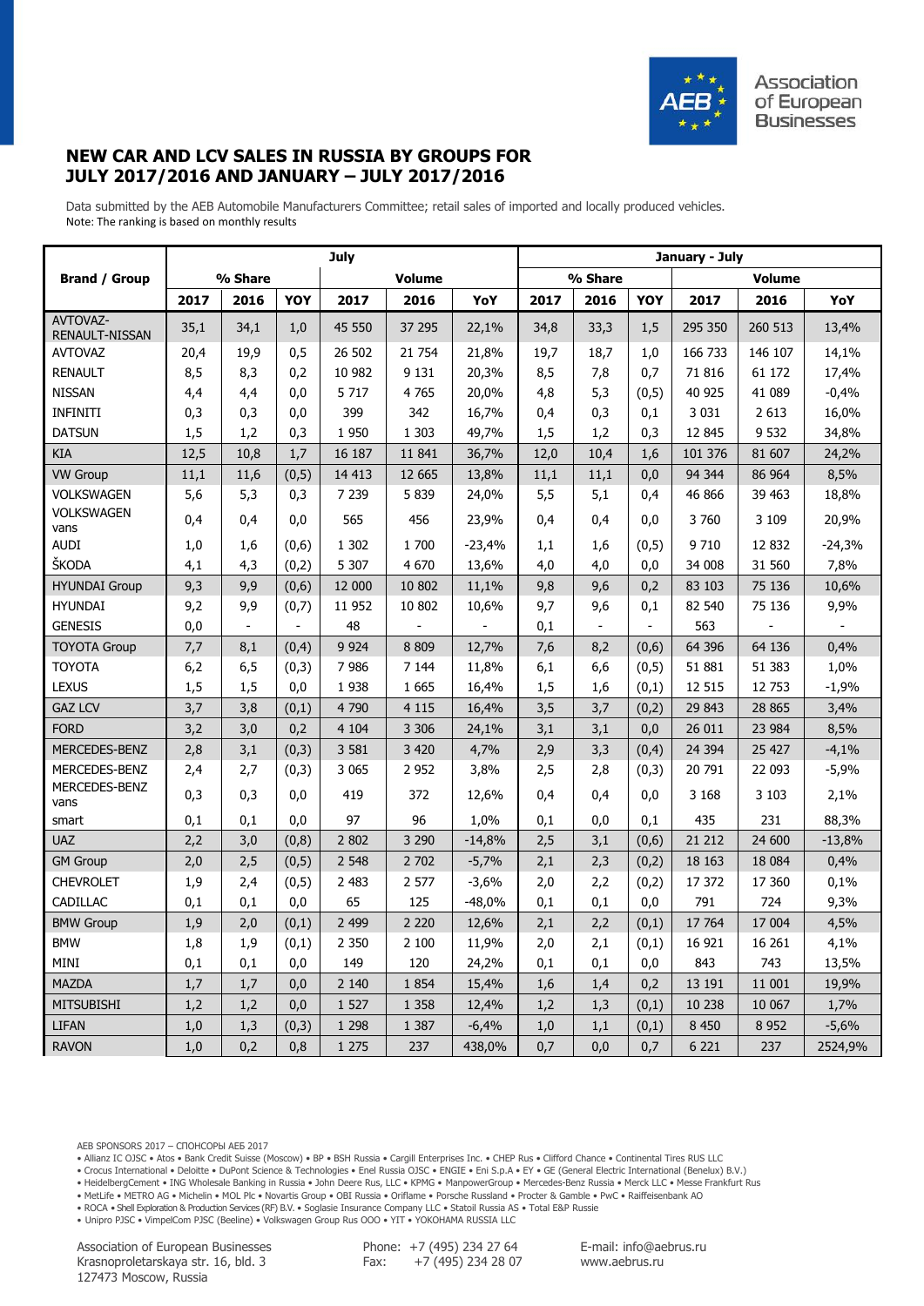Association of European Businesses

# NEW CAR AND LCV SALES IN RUSSIA BY GROUPS FOR JULY 2017/2016 AND JANUARY – JULY 2017/2016

Data submitted by the AEB Automobile Manufacturers Committee; retail sales of imported and locally produced vehicles.
Note: The ranking is based on monthly results

| Brand / Group | July | | | | | | January - July | | | | | |
|---|---|---|---|---|---|---|---|---|---|---|---|---|
| | % Share | | | Volume | | | % Share | | | Volume | | |
| | 2017 | 2016 | YOY | 2017 | 2016 | YoY | 2017 | 2016 | YOY | 2017 | 2016 | YoY |
| AVTOVAZ-RENAULT-NISSAN | 35,1 | 34,1 | 1,0 | 45 550 | 37 295 | 22,1% | 34,8 | 33,3 | 1,5 | 295 350 | 260 513 | 13,4% |
| AVTOVAZ | 20,4 | 19,9 | 0,5 | 26 502 | 21 754 | 21,8% | 19,7 | 18,7 | 1,0 | 166 733 | 146 107 | 14,1% |
| RENAULT | 8,5 | 8,3 | 0,2 | 10 982 | 9 131 | 20,3% | 8,5 | 7,8 | 0,7 | 71 816 | 61 172 | 17,4% |
| NISSAN | 4,4 | 4,4 | 0,0 | 5 717 | 4 765 | 20,0% | 4,8 | 5,3 | (0,5) | 40 925 | 41 089 | -0,4% |
| INFINITI | 0,3 | 0,3 | 0,0 | 399 | 342 | 16,7% | 0,4 | 0,3 | 0,1 | 3 031 | 2 613 | 16,0% |
| DATSUN | 1,5 | 1,2 | 0,3 | 1 950 | 1 303 | 49,7% | 1,5 | 1,2 | 0,3 | 12 845 | 9 532 | 34,8% |
| KIA | 12,5 | 10,8 | 1,7 | 16 187 | 11 841 | 36,7% | 12,0 | 10,4 | 1,6 | 101 376 | 81 607 | 24,2% |
| VW Group | 11,1 | 11,6 | (0,5) | 14 413 | 12 665 | 13,8% | 11,1 | 11,1 | 0,0 | 94 344 | 86 964 | 8,5% |
| VOLKSWAGEN | 5,6 | 5,3 | 0,3 | 7 239 | 5 839 | 24,0% | 5,5 | 5,1 | 0,4 | 46 866 | 39 463 | 18,8% |
| VOLKSWAGEN vans | 0,4 | 0,4 | 0,0 | 565 | 456 | 23,9% | 0,4 | 0,4 | 0,0 | 3 760 | 3 109 | 20,9% |
| AUDI | 1,0 | 1,6 | (0,6) | 1 302 | 1 700 | -23,4% | 1,1 | 1,6 | (0,5) | 9 710 | 12 832 | -24,3% |
| ŠKODA | 4,1 | 4,3 | (0,2) | 5 307 | 4 670 | 13,6% | 4,0 | 4,0 | 0,0 | 34 008 | 31 560 | 7,8% |
| HYUNDAI Group | 9,3 | 9,9 | (0,6) | 12 000 | 10 802 | 11,1% | 9,8 | 9,6 | 0,2 | 83 103 | 75 136 | 10,6% |
| HYUNDAI | 9,2 | 9,9 | (0,7) | 11 952 | 10 802 | 10,6% | 9,7 | 9,6 | 0,1 | 82 540 | 75 136 | 9,9% |
| GENESIS | 0,0 | - | - | 48 | - | - | 0,1 | - | - | 563 | - | - |
| TOYOTA Group | 7,7 | 8,1 | (0,4) | 9 924 | 8 809 | 12,7% | 7,6 | 8,2 | (0,6) | 64 396 | 64 136 | 0,4% |
| TOYOTA | 6,2 | 6,5 | (0,3) | 7 986 | 7 144 | 11,8% | 6,1 | 6,6 | (0,5) | 51 881 | 51 383 | 1,0% |
| LEXUS | 1,5 | 1,5 | 0,0 | 1 938 | 1 665 | 16,4% | 1,5 | 1,6 | (0,1) | 12 515 | 12 753 | -1,9% |
| GAZ LCV | 3,7 | 3,8 | (0,1) | 4 790 | 4 115 | 16,4% | 3,5 | 3,7 | (0,2) | 29 843 | 28 865 | 3,4% |
| FORD | 3,2 | 3,0 | 0,2 | 4 104 | 3 306 | 24,1% | 3,1 | 3,1 | 0,0 | 26 011 | 23 984 | 8,5% |
| MERCEDES-BENZ | 2,8 | 3,1 | (0,3) | 3 581 | 3 420 | 4,7% | 2,9 | 3,3 | (0,4) | 24 394 | 25 427 | -4,1% |
| MERCEDES-BENZ | 2,4 | 2,7 | (0,3) | 3 065 | 2 952 | 3,8% | 2,5 | 2,8 | (0,3) | 20 791 | 22 093 | -5,9% |
| MERCEDES-BENZ vans | 0,3 | 0,3 | 0,0 | 419 | 372 | 12,6% | 0,4 | 0,4 | 0,0 | 3 168 | 3 103 | 2,1% |
| smart | 0,1 | 0,1 | 0,0 | 97 | 96 | 1,0% | 0,1 | 0,0 | 0,1 | 435 | 231 | 88,3% |
| UAZ | 2,2 | 3,0 | (0,8) | 2 802 | 3 290 | -14,8% | 2,5 | 3,1 | (0,6) | 21 212 | 24 600 | -13,8% |
| GM Group | 2,0 | 2,5 | (0,5) | 2 548 | 2 702 | -5,7% | 2,1 | 2,3 | (0,2) | 18 163 | 18 084 | 0,4% |
| CHEVROLET | 1,9 | 2,4 | (0,5) | 2 483 | 2 577 | -3,6% | 2,0 | 2,2 | (0,2) | 17 372 | 17 360 | 0,1% |
| CADILLAC | 0,1 | 0,1 | 0,0 | 65 | 125 | -48,0% | 0,1 | 0,1 | 0,0 | 791 | 724 | 9,3% |
| BMW Group | 1,9 | 2,0 | (0,1) | 2 499 | 2 220 | 12,6% | 2,1 | 2,2 | (0,1) | 17 764 | 17 004 | 4,5% |
| BMW | 1,8 | 1,9 | (0,1) | 2 350 | 2 100 | 11,9% | 2,0 | 2,1 | (0,1) | 16 921 | 16 261 | 4,1% |
| MINI | 0,1 | 0,1 | 0,0 | 149 | 120 | 24,2% | 0,1 | 0,1 | 0,0 | 843 | 743 | 13,5% |
| MAZDA | 1,7 | 1,7 | 0,0 | 2 140 | 1 854 | 15,4% | 1,6 | 1,4 | 0,2 | 13 191 | 11 001 | 19,9% |
| MITSUBISHI | 1,2 | 1,2 | 0,0 | 1 527 | 1 358 | 12,4% | 1,2 | 1,3 | (0,1) | 10 238 | 10 067 | 1,7% |
| LIFAN | 1,0 | 1,3 | (0,3) | 1 298 | 1 387 | -6,4% | 1,0 | 1,1 | (0,1) | 8 450 | 8 952 | -5,6% |
| RAVON | 1,0 | 0,2 | 0,8 | 1 275 | 237 | 438,0% | 0,7 | 0,0 | 0,7 | 6 221 | 237 | 2524,9% |

AEB SPONSORS 2017 – СПОНСОРЫ АЕБ 2017
• Allianz IC OJSC • Atos • Bank Credit Suisse (Moscow) • BP • BSH Russia • Cargill Enterprises Inc. • CHEP Rus • Clifford Chance • Continental Tires RUS LLC
• Crocus International • Deloitte • DuPont Science & Technologies • Enel Russia OJSC • ENGIE • Eni S.p.A • EY • GE (General Electric International (Benelux) B.V.)
• HeidelbergCement • ING Wholesale Banking in Russia • John Deere Rus, LLC • KPMG • ManpowerGroup • Mercedes-Benz Russia • Merck LLC • Messe Frankfurt Rus
• MetLife • METRO AG • Michelin • MOL Plc • Novartis Group • OBI Russia • Oriflame • Porsche Russland • Procter & Gamble • PwC • Raiffeisenbank AO
• ROCA • Shell Exploration & Production Services (RF) B.V. • Soglasie Insurance Company LLC • Statoil Russia AS • Total E&P Russie
• Unipro PJSC • VimpelCom PJSC (Beeline) • Volkswagen Group Rus OOO • YIT • YOKOHAMA RUSSIA LLC

Association of European Businesses
Krasnoproletarskaya str. 16, bld. 3
127473 Moscow, Russia

Phone: +7 (495) 234 27 64
Fax: +7 (495) 234 28 07

E-mail: info@aebrus.ru
www.aebrus.ru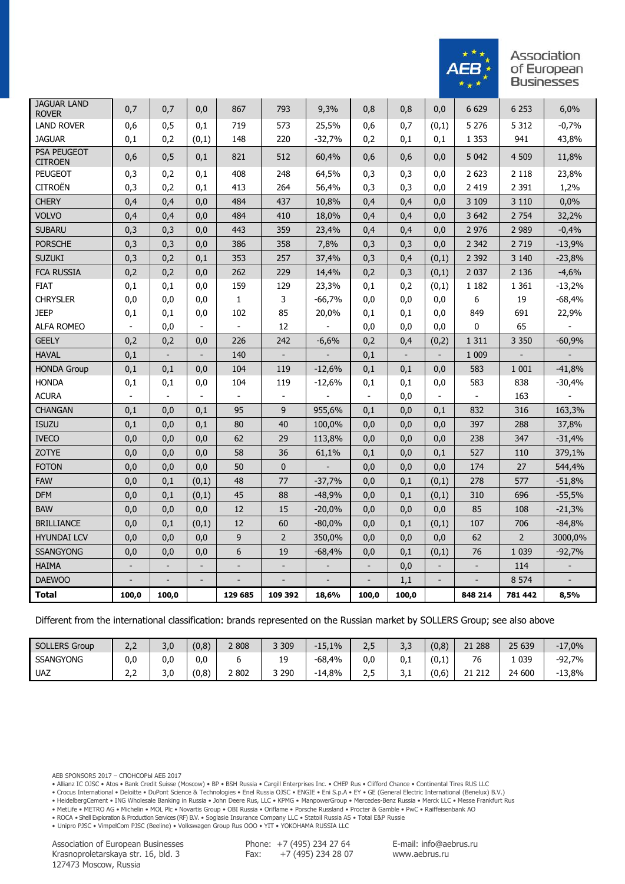| | | | | | | | | | | | |
|---|---|---|---|---|---|---|---|---|---|---|---|
| JAGUAR LAND ROVER | 0,7 | 0,7 | 0,0 | 867 | 793 | 9,3% | 0,8 | 0,8 | 0,0 | 6 629 | 6 253 | 6,0% |
| LAND ROVER | 0,6 | 0,5 | 0,1 | 719 | 573 | 25,5% | 0,6 | 0,7 | (0,1) | 5 276 | 5 312 | -0,7% |
| JAGUAR | 0,1 | 0,2 | (0,1) | 148 | 220 | -32,7% | 0,2 | 0,1 | 0,1 | 1 353 | 941 | 43,8% |
| PSA PEUGEOT CITROEN | 0,6 | 0,5 | 0,1 | 821 | 512 | 60,4% | 0,6 | 0,6 | 0,0 | 5 042 | 4 509 | 11,8% |
| PEUGEOT | 0,3 | 0,2 | 0,1 | 408 | 248 | 64,5% | 0,3 | 0,3 | 0,0 | 2 623 | 2 118 | 23,8% |
| CITROËN | 0,3 | 0,2 | 0,1 | 413 | 264 | 56,4% | 0,3 | 0,3 | 0,0 | 2 419 | 2 391 | 1,2% |
| CHERY | 0,4 | 0,4 | 0,0 | 484 | 437 | 10,8% | 0,4 | 0,4 | 0,0 | 3 109 | 3 110 | 0,0% |
| VOLVO | 0,4 | 0,4 | 0,0 | 484 | 410 | 18,0% | 0,4 | 0,4 | 0,0 | 3 642 | 2 754 | 32,2% |
| SUBARU | 0,3 | 0,3 | 0,0 | 443 | 359 | 23,4% | 0,4 | 0,4 | 0,0 | 2 976 | 2 989 | -0,4% |
| PORSCHE | 0,3 | 0,3 | 0,0 | 386 | 358 | 7,8% | 0,3 | 0,3 | 0,0 | 2 342 | 2 719 | -13,9% |
| SUZUKI | 0,3 | 0,2 | 0,1 | 353 | 257 | 37,4% | 0,3 | 0,4 | (0,1) | 2 392 | 3 140 | -23,8% |
| FCA RUSSIA | 0,2 | 0,2 | 0,0 | 262 | 229 | 14,4% | 0,2 | 0,3 | (0,1) | 2 037 | 2 136 | -4,6% |
| FIAT | 0,1 | 0,1 | 0,0 | 159 | 129 | 23,3% | 0,1 | 0,2 | (0,1) | 1 182 | 1 361 | -13,2% |
| CHRYSLER | 0,0 | 0,0 | 0,0 | 1 | 3 | -66,7% | 0,0 | 0,0 | 0,0 | 6 | 19 | -68,4% |
| JEEP | 0,1 | 0,1 | 0,0 | 102 | 85 | 20,0% | 0,1 | 0,1 | 0,0 | 849 | 691 | 22,9% |
| ALFA ROMEO | - | 0,0 | - | - | 12 | - | 0,0 | 0,0 | 0,0 | 0 | 65 | - |
| GEELY | 0,2 | 0,2 | 0,0 | 226 | 242 | -6,6% | 0,2 | 0,4 | (0,2) | 1 311 | 3 350 | -60,9% |
| HAVAL | 0,1 | - | - | 140 | - | - | 0,1 | - | - | 1 009 | - | - |
| HONDA Group | 0,1 | 0,1 | 0,0 | 104 | 119 | -12,6% | 0,1 | 0,1 | 0,0 | 583 | 1 001 | -41,8% |
| HONDA | 0,1 | 0,1 | 0,0 | 104 | 119 | -12,6% | 0,1 | 0,1 | 0,0 | 583 | 838 | -30,4% |
| ACURA | - | - | - | - | - | - | - | 0,0 | - | - | 163 | - |
| CHANGAN | 0,1 | 0,0 | 0,1 | 95 | 9 | 955,6% | 0,1 | 0,0 | 0,1 | 832 | 316 | 163,3% |
| ISUZU | 0,1 | 0,0 | 0,1 | 80 | 40 | 100,0% | 0,0 | 0,0 | 0,0 | 397 | 288 | 37,8% |
| IVECO | 0,0 | 0,0 | 0,0 | 62 | 29 | 113,8% | 0,0 | 0,0 | 0,0 | 238 | 347 | -31,4% |
| ZOTYE | 0,0 | 0,0 | 0,0 | 58 | 36 | 61,1% | 0,1 | 0,0 | 0,1 | 527 | 110 | 379,1% |
| FOTON | 0,0 | 0,0 | 0,0 | 50 | 0 | - | 0,0 | 0,0 | 0,0 | 174 | 27 | 544,4% |
| FAW | 0,0 | 0,1 | (0,1) | 48 | 77 | -37,7% | 0,0 | 0,1 | (0,1) | 278 | 577 | -51,8% |
| DFM | 0,0 | 0,1 | (0,1) | 45 | 88 | -48,9% | 0,0 | 0,1 | (0,1) | 310 | 696 | -55,5% |
| BAW | 0,0 | 0,0 | 0,0 | 12 | 15 | -20,0% | 0,0 | 0,0 | 0,0 | 85 | 108 | -21,3% |
| BRILLIANCE | 0,0 | 0,1 | (0,1) | 12 | 60 | -80,0% | 0,0 | 0,1 | (0,1) | 107 | 706 | -84,8% |
| HYUNDAI LCV | 0,0 | 0,0 | 0,0 | 9 | 2 | 350,0% | 0,0 | 0,0 | 0,0 | 62 | 2 | 3000,0% |
| SSANGYONG | 0,0 | 0,0 | 0,0 | 6 | 19 | -68,4% | 0,0 | 0,1 | (0,1) | 76 | 1 039 | -92,7% |
| HAIMA | - | - | - | - | - | - | - | 0,0 | - | - | 114 | - |
| DAEWOO | - | - | - | - | - | - | - | 1,1 | - | - | 8 574 | - |
| **Total** | **100,0** | **100,0** | | **129 685** | **109 392** | **18,6%** | **100,0** | **100,0** | | **848 214** | **781 442** | **8,5%** |

Different from the international classification: brands represented on the Russian market by SOLLERS Group; see also above

| | | | | | | | | | | | |
|---|---|---|---|---|---|---|---|---|---|---|---|
| SOLLERS Group | 2,2 | 3,0 | (0,8) | 2 808 | 3 309 | -15,1% | 2,5 | 3,3 | (0,8) | 21 288 | 25 639 | -17,0% |
| SSANGYONG | 0,0 | 0,0 | 0,0 | 6 | 19 | -68,4% | 0,0 | 0,1 | (0,1) | 76 | 1 039 | -92,7% |
| UAZ | 2,2 | 3,0 | (0,8) | 2 802 | 3 290 | -14,8% | 2,5 | 3,1 | (0,6) | 21 212 | 24 600 | -13,8% |

AEB SPONSORS 2017 – СПОНСОРЫ АЕБ 2017

• Allianz IC OJSC • Atos • Bank Credit Suisse (Moscow) • BP • BSH Russia • Cargill Enterprises Inc. • CHEP Rus • Clifford Chance • Continental Tires RUS LLC
• Crocus International • Deloitte • DuPont Science & Technologies • Enel Russia OJSC • ENGIE • Eni S.p.A • EY • GE (General Electric International (Benelux) B.V.)
• HeidelbergCement • ING Wholesale Banking in Russia • John Deere Rus, LLC • KPMG • ManpowerGroup • Mercedes-Benz Russia • Merck LLC • Messe Frankfurt Rus
• MetLife • METRO AG • Michelin • MOL Plc • Novartis Group • OBI Russia • Oriflame • Porsche Russland • Procter & Gamble • PwC • Raiffeisenbank AO
• ROCA • Shell Exploration & Production Services (RF) B.V. • Soglasie Insurance Company LLC • Statoil Russia AS • Total E&P Russie
• Unipro PJSC • VimpelCom PJSC (Beeline) • Volkswagen Group Rus OOO • YIT • YOKOHAMA RUSSIA LLC

Association of European Businesses
Krasnoproletarskaya str. 16, bld. 3
127473 Moscow, Russia

Phone: +7 (495) 234 27 64
Fax: +7 (495) 234 28 07

E-mail: info@aebrus.ru
www.aebrus.ru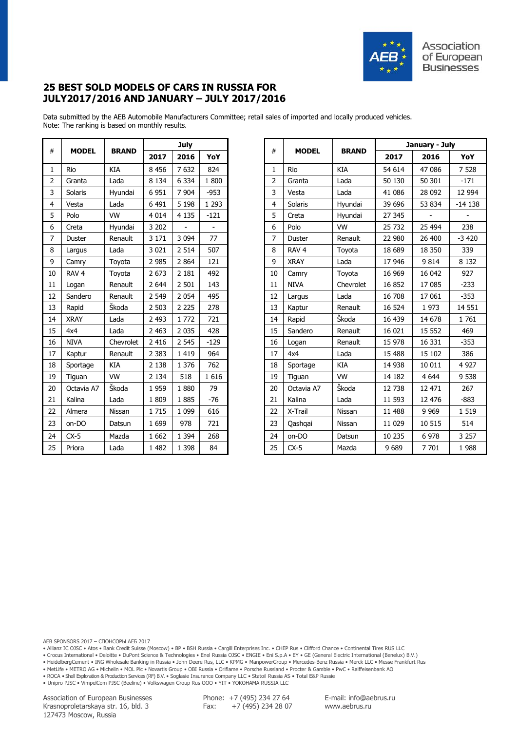Association of European Businesses

# 25 BEST SOLD MODELS OF CARS IN RUSSIA FOR JULY2017/2016 AND JANUARY – JULY 2017/2016

Data submitted by the AEB Automobile Manufacturers Committee; retail sales of imported and locally produced vehicles.
Note: The ranking is based on monthly results.

| # | MODEL | BRAND | July | | |
|---|---|---|---|---|---|
| | | | 2017 | 2016 | YoY |
| 1 | Rio | KIA | 8 456 | 7 632 | 824 |
| 2 | Granta | Lada | 8 134 | 6 334 | 1 800 |
| 3 | Solaris | Hyundai | 6 951 | 7 904 | -953 |
| 4 | Vesta | Lada | 6 491 | 5 198 | 1 293 |
| 5 | Polo | VW | 4 014 | 4 135 | -121 |
| 6 | Creta | Hyundai | 3 202 | - | - |
| 7 | Duster | Renault | 3 171 | 3 094 | 77 |
| 8 | Largus | Lada | 3 021 | 2 514 | 507 |
| 9 | Camry | Toyota | 2 985 | 2 864 | 121 |
| 10 | RAV 4 | Toyota | 2 673 | 2 181 | 492 |
| 11 | Logan | Renault | 2 644 | 2 501 | 143 |
| 12 | Sandero | Renault | 2 549 | 2 054 | 495 |
| 13 | Rapid | Škoda | 2 503 | 2 225 | 278 |
| 14 | XRAY | Lada | 2 493 | 1 772 | 721 |
| 15 | 4x4 | Lada | 2 463 | 2 035 | 428 |
| 16 | NIVA | Chevrolet | 2 416 | 2 545 | -129 |
| 17 | Kaptur | Renault | 2 383 | 1 419 | 964 |
| 18 | Sportage | KIA | 2 138 | 1 376 | 762 |
| 19 | Tiguan | VW | 2 134 | 518 | 1 616 |
| 20 | Octavia A7 | Škoda | 1 959 | 1 880 | 79 |
| 21 | Kalina | Lada | 1 809 | 1 885 | -76 |
| 22 | Almera | Nissan | 1 715 | 1 099 | 616 |
| 23 | on-DO | Datsun | 1 699 | 978 | 721 |
| 24 | CX-5 | Mazda | 1 662 | 1 394 | 268 |
| 25 | Priora | Lada | 1 482 | 1 398 | 84 |

| # | MODEL | BRAND | January - July | | |
|---|---|---|---|---|---|
| | | | 2017 | 2016 | YoY |
| 1 | Rio | KIA | 54 614 | 47 086 | 7 528 |
| 2 | Granta | Lada | 50 130 | 50 301 | -171 |
| 3 | Vesta | Lada | 41 086 | 28 092 | 12 994 |
| 4 | Solaris | Hyundai | 39 696 | 53 834 | -14 138 |
| 5 | Creta | Hyundai | 27 345 | - | - |
| 6 | Polo | VW | 25 732 | 25 494 | 238 |
| 7 | Duster | Renault | 22 980 | 26 400 | -3 420 |
| 8 | RAV 4 | Toyota | 18 689 | 18 350 | 339 |
| 9 | XRAY | Lada | 17 946 | 9 814 | 8 132 |
| 10 | Camry | Toyota | 16 969 | 16 042 | 927 |
| 11 | NIVA | Chevrolet | 16 852 | 17 085 | -233 |
| 12 | Largus | Lada | 16 708 | 17 061 | -353 |
| 13 | Kaptur | Renault | 16 524 | 1 973 | 14 551 |
| 14 | Rapid | Škoda | 16 439 | 14 678 | 1 761 |
| 15 | Sandero | Renault | 16 021 | 15 552 | 469 |
| 16 | Logan | Renault | 15 978 | 16 331 | -353 |
| 17 | 4x4 | Lada | 15 488 | 15 102 | 386 |
| 18 | Sportage | KIA | 14 938 | 10 011 | 4 927 |
| 19 | Tiguan | VW | 14 182 | 4 644 | 9 538 |
| 20 | Octavia A7 | Škoda | 12 738 | 12 471 | 267 |
| 21 | Kalina | Lada | 11 593 | 12 476 | -883 |
| 22 | X-Trail | Nissan | 11 488 | 9 969 | 1 519 |
| 23 | Qashqai | Nissan | 11 029 | 10 515 | 514 |
| 24 | on-DO | Datsun | 10 235 | 6 978 | 3 257 |
| 25 | CX-5 | Mazda | 9 689 | 7 701 | 1 988 |

AEB SPONSORS 2017 – СПОНСОРЫ АЕБ 2017
• Allianz IC OJSC • Atos • Bank Credit Suisse (Moscow) • BP • BSH Russia • Cargill Enterprises Inc. • CHEP Rus • Clifford Chance • Continental Tires RUS LLC
• Crocus International • Deloitte • DuPont Science & Technologies • Enel Russia OJSC • ENGIE • Eni S.p.A • EY • GE (General Electric International (Benelux) B.V.)
• HeidelbergCement • ING Wholesale Banking in Russia • John Deere Rus, LLC • KPMG • ManpowerGroup • Mercedes-Benz Russia • Merck LLC • Messe Frankfurt Rus
• MetLife • METRO AG • Michelin • MOL Plc • Novartis Group • OBI Russia • Oriflame • Porsche Russland • Procter & Gamble • PwC • Raiffeisenbank AO
• ROCA • Shell Exploration & Production Services (RF) B.V. • Soglasie Insurance Company LLC • Statoil Russia AS • Total E&P Russie
• Unipro PJSC • VimpelCom PJSC (Beeline) • Volkswagen Group Rus OOO • YIT • YOKOHAMA RUSSIA LLC

Association of European Businesses
Krasnoproletarskaya str. 16, bld. 3
127473 Moscow, Russia

Phone: +7 (495) 234 27 64
Fax: +7 (495) 234 28 07

E-mail: info@aebrus.ru
www.aebrus.ru